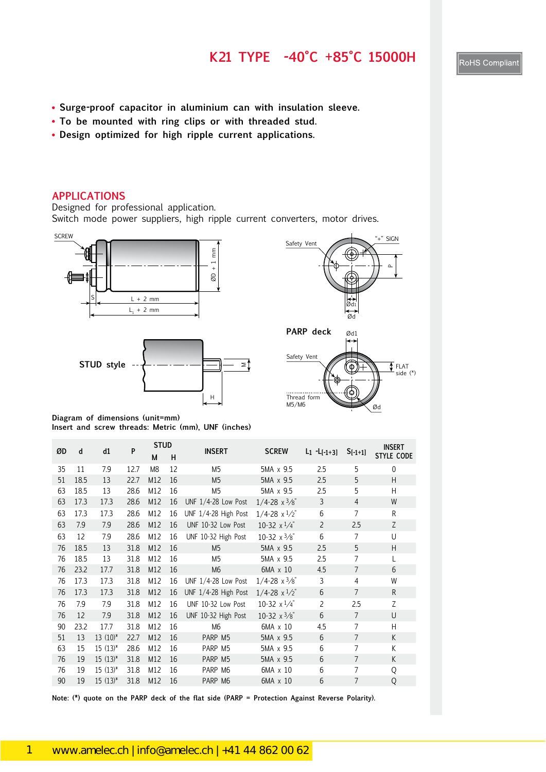# K21 TYPE -40°C +85°C 15000H

RoHS Compliant

- Surge-proof capacitor in aluminium can with insulation sleeve.
- To be mounted with ring clips or with threaded stud.
- Design optimized for high ripple current applications.

## APPLICATIONS

Designed for professional application.
Switch mode power suppliers, high ripple current converters, motor drives.

SCREW

ØD + 1 mm

L + 2 mm

$L_1$ + 2 mm

S

Safety Vent

"+" SIGN

P

Ød1

Ød

STUD style

M

H

PARP deck

Ød1

Safety Vent

FLAT side (*)

Thread form M5/M6

Ød

Diagram of dimensions (unit=mm)
Insert and screw threads: Metric (mm), UNF (inches)

| ØD | d | d1 | P | STUD | | INSERT | SCREW | $L_1$ -$L_{[-1+3]}$ | $S_{[-1+1]}$ | INSERT STYLE CODE |
|---|---|---|---|---|---|---|---|---|---|---|
| | | | | M | H | | | | | |
| 35 | 11 | 7.9 | 12.7 | M8 | 12 | M5 | 5MA x 9.5 | 2.5 | 5 | 0 |
| 51 | 18.5 | 13 | 22.7 | M12 | 16 | M5 | 5MA x 9.5 | 2.5 | 5 | H |
| 63 | 18.5 | 13 | 28.6 | M12 | 16 | M5 | 5MA x 9.5 | 2.5 | 5 | H |
| 63 | 17.3 | 17.3 | 28.6 | M12 | 16 | UNF 1/4-28 Low Post | 1/4-28 x 3/8" | 3 | 4 | W |
| 63 | 17.3 | 17.3 | 28.6 | M12 | 16 | UNF 1/4-28 High Post | 1/4-28 x 1/2" | 6 | 7 | R |
| 63 | 7.9 | 7.9 | 28.6 | M12 | 16 | UNF 10-32 Low Post | 10-32 x 1/4" | 2 | 2.5 | Z |
| 63 | 12 | 7.9 | 28.6 | M12 | 16 | UNF 10-32 High Post | 10-32 x 3/8" | 6 | 7 | U |
| 76 | 18.5 | 13 | 31.8 | M12 | 16 | M5 | 5MA x 9.5 | 2.5 | 5 | H |
| 76 | 18.5 | 13 | 31.8 | M12 | 16 | M5 | 5MA x 9.5 | 2.5 | 7 | L |
| 76 | 23.2 | 17.7 | 31.8 | M12 | 16 | M6 | 6MA x 10 | 4.5 | 7 | 6 |
| 76 | 17.3 | 17.3 | 31.8 | M12 | 16 | UNF 1/4-28 Low Post | 1/4-28 x 3/8" | 3 | 4 | W |
| 76 | 17.3 | 17.3 | 31.8 | M12 | 16 | UNF 1/4-28 High Post | 1/4-28 x 1/2" | 6 | 7 | R |
| 76 | 7.9 | 7.9 | 31.8 | M12 | 16 | UNF 10-32 Low Post | 10-32 x 1/4" | 2 | 2.5 | Z |
| 76 | 12 | 7.9 | 31.8 | M12 | 16 | UNF 10-32 High Post | 10-32 x 3/8" | 6 | 7 | U |
| 90 | 23.2 | 17.7 | 31.8 | M12 | 16 | M6 | 6MA x 10 | 4.5 | 7 | H |
| 51 | 13 | 13 (10)* | 22.7 | M12 | 16 | PARP M5 | 5MA x 9.5 | 6 | 7 | K |
| 63 | 15 | 15 (13)* | 28.6 | M12 | 16 | PARP M5 | 5MA x 9.5 | 6 | 7 | K |
| 76 | 19 | 15 (13)* | 31.8 | M12 | 16 | PARP M5 | 5MA x 9.5 | 6 | 7 | K |
| 76 | 19 | 15 (13)* | 31.8 | M12 | 16 | PARP M6 | 6MA x 10 | 6 | 7 | Q |
| 90 | 19 | 15 (13)* | 31.8 | M12 | 16 | PARP M6 | 6MA x 10 | 6 | 7 | Q |

Note: (*) quote on the PARP deck of the flat side (PARP = Protection Against Reverse Polarity).

www.amelec.ch | info@amelec.ch | +41 44 862 00 62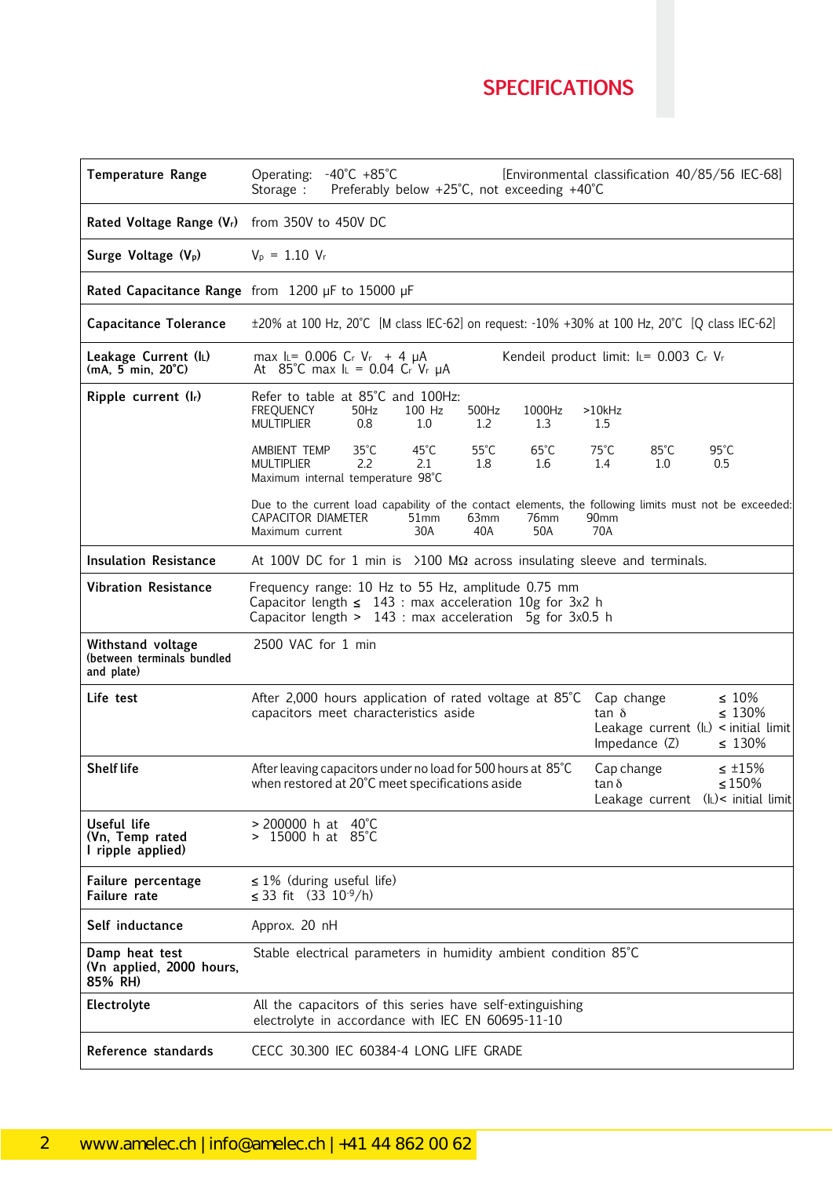# SPECIFICATIONS

| | |
|---|---|
| **Temperature Range** | Operating: -40°C +85°C [Environmental classification 40/85/56 IEC-68]<br>Storage : Preferably below +25°C, not exceeding +40°C |
| **Rated Voltage Range ($V_r$)** | from 350V to 450V DC |
| **Surge Voltage ($V_p$)** | $V_p$ = 1.10 $V_r$ |
| **Rated Capacitance Range** | from 1200 µF to 15000 µF |
| **Capacitance Tolerance** | ±20% at 100 Hz, 20°C [M class IEC-62] on request: -10% +30% at 100 Hz, 20°C [Q class IEC-62] |
| **Leakage Current ($I_L$)** (mA, 5 min, 20°C) | max $I_L$= 0.006 $C_r$ $V_r$ + 4 µA<br>At 85°C max $I_L$ = 0.04 $C_r$ $V_r$ µA<br>Kendeil product limit: $I_L$= 0.003 $C_r$ $V_r$ |
| **Ripple current ($I_r$)** | Refer to table at 85°C and 100Hz:<br>FREQUENCY: 50Hz / 100 Hz / 500Hz / 1000Hz / >10kHz<br>MULTIPLIER: 0.8 / 1.0 / 1.2 / 1.3 / 1.5<br><br>AMBIENT TEMP: 35°C / 45°C / 55°C / 65°C / 75°C / 85°C / 95°C<br>MULTIPLIER: 2.2 / 2.1 / 1.8 / 1.6 / 1.4 / 1.0 / 0.5<br>Maximum internal temperature 98°C<br><br>Due to the current load capability of the contact elements, the following limits must not be exceeded:<br>CAPACITOR DIAMETER: 51mm / 63mm / 76mm / 90mm<br>Maximum current: 30A / 40A / 50A / 70A |
| **Insulation Resistance** | At 100V DC for 1 min is >100 MΩ across insulating sleeve and terminals. |
| **Vibration Resistance** | Frequency range: 10 Hz to 55 Hz, amplitude 0.75 mm<br>Capacitor length ≤ 143 : max acceleration 10g for 3x2 h<br>Capacitor length > 143 : max acceleration 5g for 3x0.5 h |
| **Withstand voltage** (between terminals bundled and plate) | 2500 VAC for 1 min |
| **Life test** | After 2,000 hours application of rated voltage at 85°C capacitors meet characteristics aside<br>Cap change ≤ 10%<br>tan δ ≤ 130%<br>Leakage current ($I_L$) < initial limit<br>Impedance (Z) ≤ 130% |
| **Shelf life** | After leaving capacitors under no load for 500 hours at 85°C when restored at 20°C meet specifications aside<br>Cap change ≤ ±15%<br>tan δ ≤ 150%<br>Leakage current ($I_L$)< initial limit |
| **Useful life** (Vn, Temp rated I ripple applied) | > 200000 h at 40°C<br>> 15000 h at 85°C |
| **Failure percentage**<br>**Failure rate** | ≤ 1% (during useful life)<br>≤ 33 fit (33 $10^{-9}$/h) |
| **Self inductance** | Approx. 20 nH |
| **Damp heat test** (Vn applied, 2000 hours, 85% RH) | Stable electrical parameters in humidity ambient condition 85°C |
| **Electrolyte** | All the capacitors of this series have self-extinguishing electrolyte in accordance with IEC EN 60695-11-10 |
| **Reference standards** | CECC 30.300 IEC 60384-4 LONG LIFE GRADE |

www.amelec.ch | info@amelec.ch | +41 44 862 00 62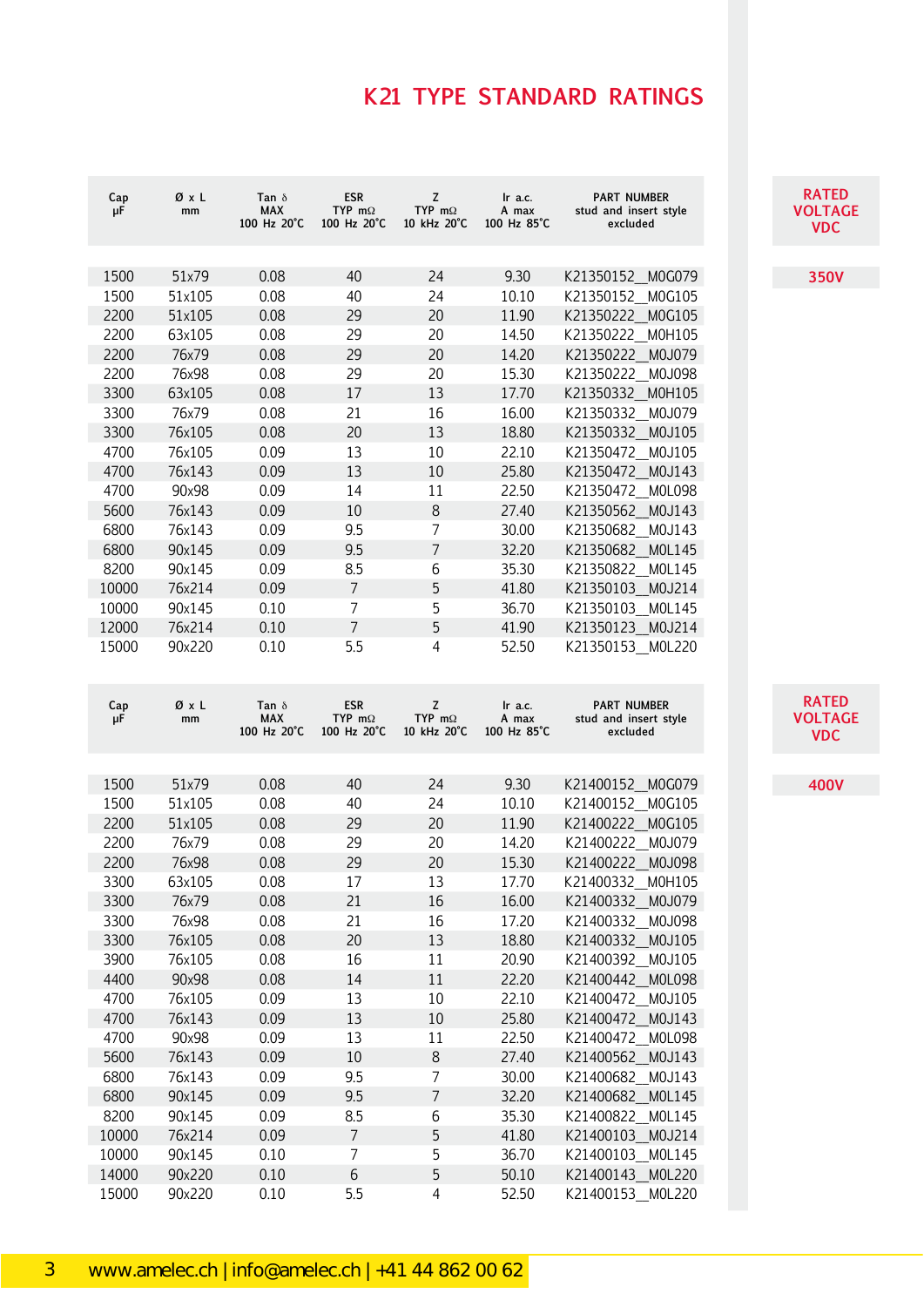# K21 TYPE STANDARD RATINGS

**RATED VOLTAGE VDC: 350V**

| Cap µF | Ø x L mm | Tan δ MAX 100 Hz 20°C | ESR TYP mΩ 100 Hz 20°C | Z TYP mΩ 10 kHz 20°C | Ir a.c. A max 100 Hz 85°C | PART NUMBER stud and insert style excluded |
|---|---|---|---|---|---|---|
| 1500 | 51x79 | 0.08 | 40 | 24 | 9.30 | K21350152__M0G079 |
| 1500 | 51x105 | 0.08 | 40 | 24 | 10.10 | K21350152__M0G105 |
| 2200 | 51x105 | 0.08 | 29 | 20 | 11.90 | K21350222__M0G105 |
| 2200 | 63x105 | 0.08 | 29 | 20 | 14.50 | K21350222__M0H105 |
| 2200 | 76x79 | 0.08 | 29 | 20 | 14.20 | K21350222__M0J079 |
| 2200 | 76x98 | 0.08 | 29 | 20 | 15.30 | K21350222__M0J098 |
| 3300 | 63x105 | 0.08 | 17 | 13 | 17.70 | K21350332__M0H105 |
| 3300 | 76x79 | 0.08 | 21 | 16 | 16.00 | K21350332__M0J079 |
| 3300 | 76x105 | 0.08 | 20 | 13 | 18.80 | K21350332__M0J105 |
| 4700 | 76x105 | 0.09 | 13 | 10 | 22.10 | K21350472__M0J105 |
| 4700 | 76x143 | 0.09 | 13 | 10 | 25.80 | K21350472__M0J143 |
| 4700 | 90x98 | 0.09 | 14 | 11 | 22.50 | K21350472__M0L098 |
| 5600 | 76x143 | 0.09 | 10 | 8 | 27.40 | K21350562__M0J143 |
| 6800 | 76x143 | 0.09 | 9.5 | 7 | 30.00 | K21350682__M0J143 |
| 6800 | 90x145 | 0.09 | 9.5 | 7 | 32.20 | K21350682__M0L145 |
| 8200 | 90x145 | 0.09 | 8.5 | 6 | 35.30 | K21350822__M0L145 |
| 10000 | 76x214 | 0.09 | 7 | 5 | 41.80 | K21350103__M0J214 |
| 10000 | 90x145 | 0.10 | 7 | 5 | 36.70 | K21350103__M0L145 |
| 12000 | 76x214 | 0.10 | 7 | 5 | 41.90 | K21350123__M0J214 |
| 15000 | 90x220 | 0.10 | 5.5 | 4 | 52.50 | K21350153__M0L220 |

**RATED VOLTAGE VDC: 400V**

| Cap µF | Ø x L mm | Tan δ MAX 100 Hz 20°C | ESR TYP mΩ 100 Hz 20°C | Z TYP mΩ 10 kHz 20°C | Ir a.c. A max 100 Hz 85°C | PART NUMBER stud and insert style excluded |
|---|---|---|---|---|---|---|
| 1500 | 51x79 | 0.08 | 40 | 24 | 9.30 | K21400152__M0G079 |
| 1500 | 51x105 | 0.08 | 40 | 24 | 10.10 | K21400152__M0G105 |
| 2200 | 51x105 | 0.08 | 29 | 20 | 11.90 | K21400222__M0G105 |
| 2200 | 76x79 | 0.08 | 29 | 20 | 14.20 | K21400222__M0J079 |
| 2200 | 76x98 | 0.08 | 29 | 20 | 15.30 | K21400222__M0J098 |
| 3300 | 63x105 | 0.08 | 17 | 13 | 17.70 | K21400332__M0H105 |
| 3300 | 76x79 | 0.08 | 21 | 16 | 16.00 | K21400332__M0J079 |
| 3300 | 76x98 | 0.08 | 21 | 16 | 17.20 | K21400332__M0J098 |
| 3300 | 76x105 | 0.08 | 20 | 13 | 18.80 | K21400332__M0J105 |
| 3900 | 76x105 | 0.08 | 16 | 11 | 20.90 | K21400392__M0J105 |
| 4400 | 90x98 | 0.08 | 14 | 11 | 22.20 | K21400442__M0L098 |
| 4700 | 76x105 | 0.09 | 13 | 10 | 22.10 | K21400472__M0J105 |
| 4700 | 76x143 | 0.09 | 13 | 10 | 25.80 | K21400472__M0J143 |
| 4700 | 90x98 | 0.09 | 13 | 11 | 22.50 | K21400472__M0L098 |
| 5600 | 76x143 | 0.09 | 10 | 8 | 27.40 | K21400562__M0J143 |
| 6800 | 76x143 | 0.09 | 9.5 | 7 | 30.00 | K21400682__M0J143 |
| 6800 | 90x145 | 0.09 | 9.5 | 7 | 32.20 | K21400682__M0L145 |
| 8200 | 90x145 | 0.09 | 8.5 | 6 | 35.30 | K21400822__M0L145 |
| 10000 | 76x214 | 0.09 | 7 | 5 | 41.80 | K21400103__M0J214 |
| 10000 | 90x145 | 0.10 | 7 | 5 | 36.70 | K21400103__M0L145 |
| 14000 | 90x220 | 0.10 | 6 | 5 | 50.10 | K21400143__M0L220 |
| 15000 | 90x220 | 0.10 | 5.5 | 4 | 52.50 | K21400153__M0L220 |

www.amelec.ch | info@amelec.ch | +41 44 862 00 62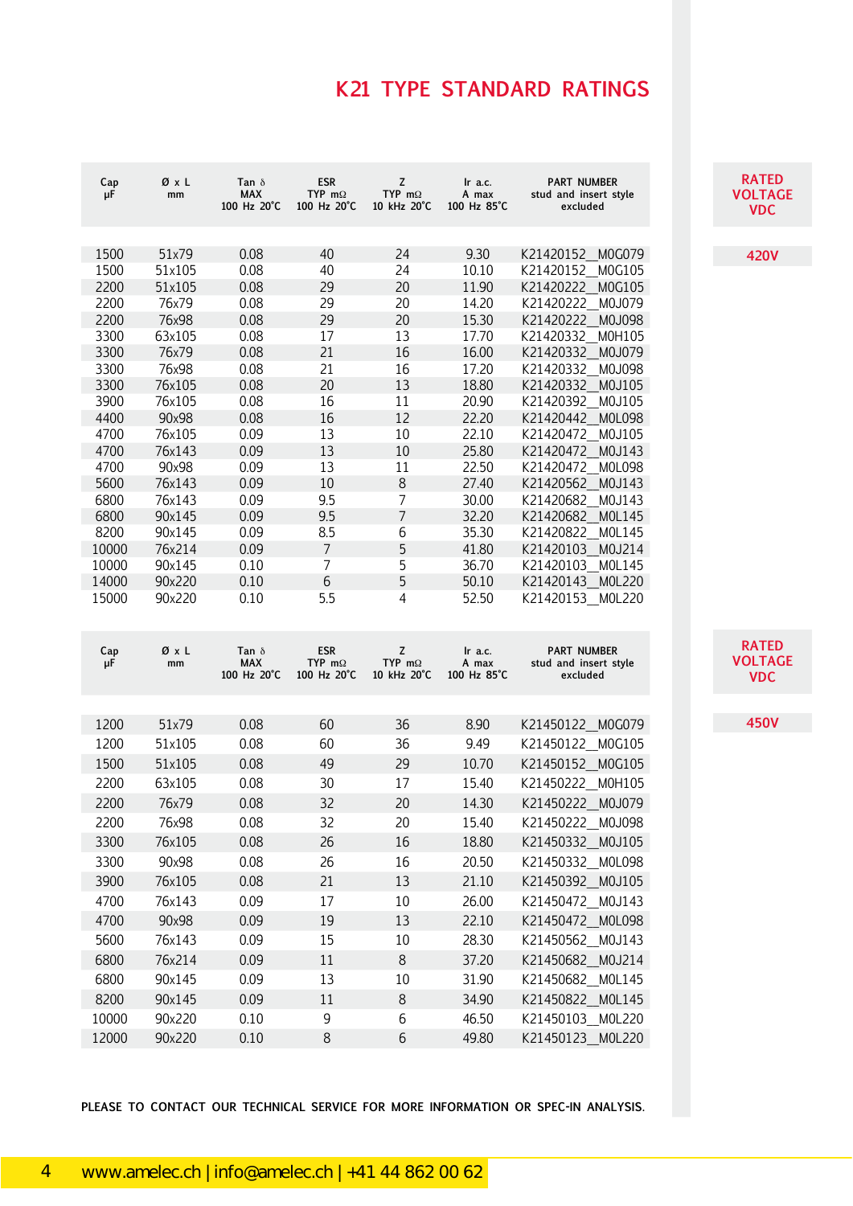# K21 TYPE STANDARD RATINGS

**RATED VOLTAGE VDC: 420V**

| Cap µF | Ø x L mm | Tan δ MAX 100 Hz 20°C | ESR TYP mΩ 100 Hz 20°C | Z TYP mΩ 10 kHz 20°C | Ir a.c. A max 100 Hz 85°C | PART NUMBER stud and insert style excluded |
|---|---|---|---|---|---|---|
| 1500 | 51x79 | 0.08 | 40 | 24 | 9.30 | K21420152_M0G079 |
| 1500 | 51x105 | 0.08 | 40 | 24 | 10.10 | K21420152_M0G105 |
| 2200 | 51x105 | 0.08 | 29 | 20 | 11.90 | K21420222_M0G105 |
| 2200 | 76x79 | 0.08 | 29 | 20 | 14.20 | K21420222_M0J079 |
| 2200 | 76x98 | 0.08 | 29 | 20 | 15.30 | K21420222_M0J098 |
| 3300 | 63x105 | 0.08 | 17 | 13 | 17.70 | K21420332_M0H105 |
| 3300 | 76x79 | 0.08 | 21 | 16 | 16.00 | K21420332_M0J079 |
| 3300 | 76x98 | 0.08 | 21 | 16 | 17.20 | K21420332_M0J098 |
| 3300 | 76x105 | 0.08 | 20 | 13 | 18.80 | K21420332_M0J105 |
| 3900 | 76x105 | 0.08 | 16 | 11 | 20.90 | K21420392_M0J105 |
| 4400 | 90x98 | 0.08 | 16 | 12 | 22.20 | K21420442_M0L098 |
| 4700 | 76x105 | 0.09 | 13 | 10 | 22.10 | K21420472_M0J105 |
| 4700 | 76x143 | 0.09 | 13 | 10 | 25.80 | K21420472_M0J143 |
| 4700 | 90x98 | 0.09 | 13 | 11 | 22.50 | K21420472_M0L098 |
| 5600 | 76x143 | 0.09 | 10 | 8 | 27.40 | K21420562_M0J143 |
| 6800 | 76x143 | 0.09 | 9.5 | 7 | 30.00 | K21420682_M0J143 |
| 6800 | 90x145 | 0.09 | 9.5 | 7 | 32.20 | K21420682_M0L145 |
| 8200 | 90x145 | 0.09 | 8.5 | 6 | 35.30 | K21420822_M0L145 |
| 10000 | 76x214 | 0.09 | 7 | 5 | 41.80 | K21420103_M0J214 |
| 10000 | 90x145 | 0.10 | 7 | 5 | 36.70 | K21420103_M0L145 |
| 14000 | 90x220 | 0.10 | 6 | 5 | 50.10 | K21420143_M0L220 |
| 15000 | 90x220 | 0.10 | 5.5 | 4 | 52.50 | K21420153_M0L220 |

**RATED VOLTAGE VDC: 450V**

| Cap µF | Ø x L mm | Tan δ MAX 100 Hz 20°C | ESR TYP mΩ 100 Hz 20°C | Z TYP mΩ 10 kHz 20°C | Ir a.c. A max 100 Hz 85°C | PART NUMBER stud and insert style excluded |
|---|---|---|---|---|---|---|
| 1200 | 51x79 | 0.08 | 60 | 36 | 8.90 | K21450122_M0G079 |
| 1200 | 51x105 | 0.08 | 60 | 36 | 9.49 | K21450122_M0G105 |
| 1500 | 51x105 | 0.08 | 49 | 29 | 10.70 | K21450152_M0G105 |
| 2200 | 63x105 | 0.08 | 30 | 17 | 15.40 | K21450222_M0H105 |
| 2200 | 76x79 | 0.08 | 32 | 20 | 14.30 | K21450222_M0J079 |
| 2200 | 76x98 | 0.08 | 32 | 20 | 15.40 | K21450222_M0J098 |
| 3300 | 76x105 | 0.08 | 26 | 16 | 18.80 | K21450332_M0J105 |
| 3300 | 90x98 | 0.08 | 26 | 16 | 20.50 | K21450332_M0L098 |
| 3900 | 76x105 | 0.08 | 21 | 13 | 21.10 | K21450392_M0J105 |
| 4700 | 76x143 | 0.09 | 17 | 10 | 26.00 | K21450472_M0J143 |
| 4700 | 90x98 | 0.09 | 19 | 13 | 22.10 | K21450472_M0L098 |
| 5600 | 76x143 | 0.09 | 15 | 10 | 28.30 | K21450562_M0J143 |
| 6800 | 76x214 | 0.09 | 11 | 8 | 37.20 | K21450682_M0J214 |
| 6800 | 90x145 | 0.09 | 13 | 10 | 31.90 | K21450682_M0L145 |
| 8200 | 90x145 | 0.09 | 11 | 8 | 34.90 | K21450822_M0L145 |
| 10000 | 90x220 | 0.10 | 9 | 6 | 46.50 | K21450103_M0L220 |
| 12000 | 90x220 | 0.10 | 8 | 6 | 49.80 | K21450123_M0L220 |

PLEASE TO CONTACT OUR TECHNICAL SERVICE FOR MORE INFORMATION OR SPEC-IN ANALYSIS.

www.amelec.ch | info@amelec.ch | +41 44 862 00 62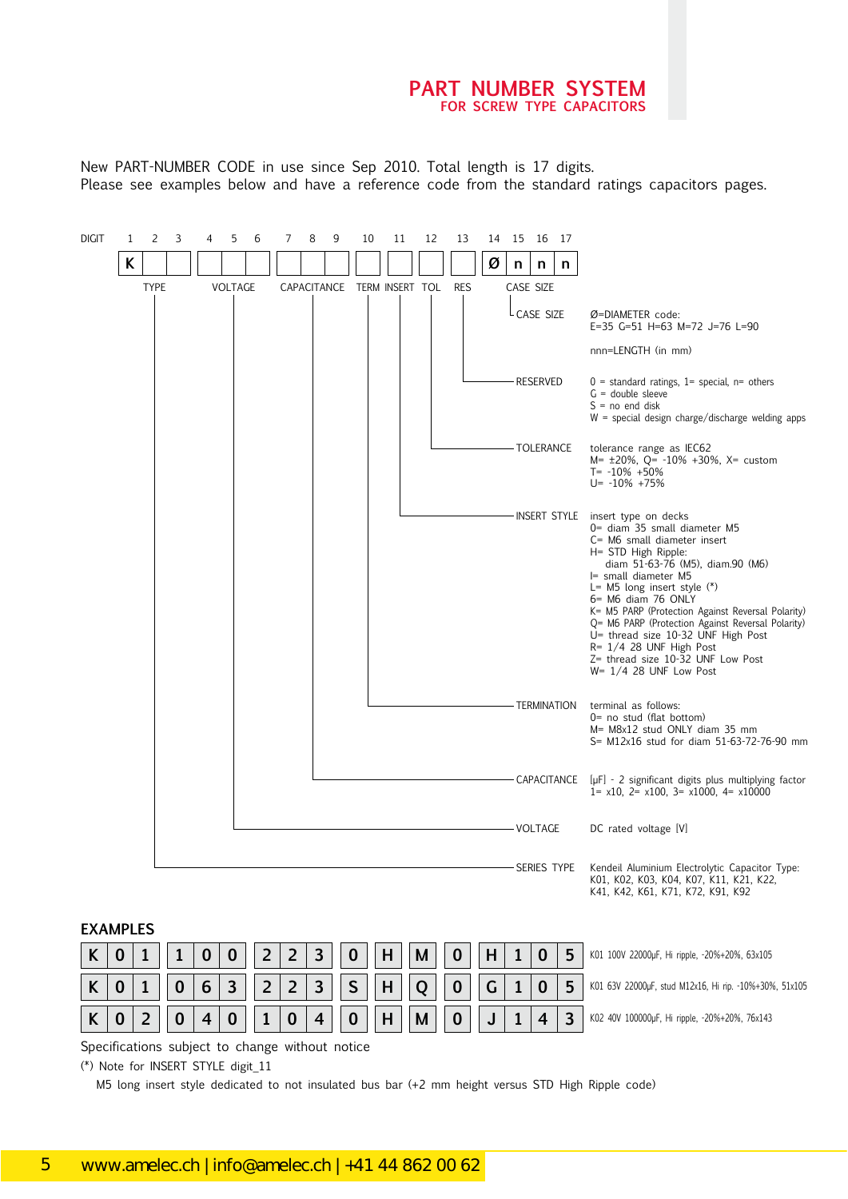# PART NUMBER SYSTEM
## FOR SCREW TYPE CAPACITORS

New PART-NUMBER CODE in use since Sep 2010. Total length is 17 digits.
Please see examples below and have a reference code from the standard ratings capacitors pages.

| DIGIT | 1 | 2 | 3 | 4 | 5 | 6 | 7 | 8 | 9 | 10 | 11 | 12 | 13 | 14 | 15 | 16 | 17 |
|---|---|---|---|---|---|---|---|---|---|---|---|---|---|---|---|---|---|
| | K | | | | | | | | | | | | | Ø | n | n | n |
| | TYPE | | | VOLTAGE | | | CAPACITANCE | | | TERM | INSERT | TOL | RES | CASE SIZE | | | |

**CASE SIZE**
Ø=DIAMETER code:
E=35 G=51 H=63 M=72 J=76 L=90

nnn=LENGTH (in mm)

**RESERVED**
0 = standard ratings, 1= special, n= others
G = double sleeve
S = no end disk
W = special design charge/discharge welding apps

**TOLERANCE**
tolerance range as IEC62
M= ±20%, Q= -10% +30%, X= custom
T= -10% +50%
U= -10% +75%

**INSERT STYLE**
insert type on decks
0= diam 35 small diameter M5
C= M6 small diameter insert
H= STD High Ripple:
diam 51-63-76 (M5), diam.90 (M6)
I= small diameter M5
L= M5 long insert style (*)
6= M6 diam 76 ONLY
K= M5 PARP (Protection Against Reversal Polarity)
Q= M6 PARP (Protection Against Reversal Polarity)
U= thread size 10-32 UNF High Post
R= 1/4 28 UNF High Post
Z= thread size 10-32 UNF Low Post
W= 1/4 28 UNF Low Post

**TERMINATION**
terminal as follows:
0= no stud (flat bottom)
M= M8x12 stud ONLY diam 35 mm
S= M12x16 stud for diam 51-63-72-76-90 mm

**CAPACITANCE**
[μF] - 2 significant digits plus multiplying factor
1= x10, 2= x100, 3= x1000, 4= x10000

**VOLTAGE**
DC rated voltage [V]

**SERIES TYPE**
Kendeil Aluminium Electrolytic Capacitor Type:
K01, K02, K03, K04, K07, K11, K21, K22,
K41, K42, K61, K71, K72, K91, K92

## EXAMPLES

| | | | | | | | | | | | | | | | | | |
|---|---|---|---|---|---|---|---|---|---|---|---|---|---|---|---|---|---|
| K | 0 | 1 | 1 | 0 | 0 | 2 | 2 | 3 | 0 | H | M | 0 | H | 1 | 0 | 5 | K01 100V 22000μF, Hi ripple, -20%+20%, 63x105 |
| K | 0 | 1 | 0 | 6 | 3 | 2 | 2 | 3 | S | H | Q | 0 | G | 1 | 0 | 5 | K01 63V 22000μF, stud M12x16, Hi rip. -10%+30%, 51x105 |
| K | 0 | 2 | 0 | 4 | 0 | 1 | 0 | 4 | 0 | H | M | 0 | J | 1 | 4 | 3 | K02 40V 100000μF, Hi ripple, -20%+20%, 76x143 |

Specifications subject to change without notice

(*) Note for INSERT STYLE digit_11

M5 long insert style dedicated to not insulated bus bar (+2 mm height versus STD High Ripple code)

www.amelec.ch | info@amelec.ch | +41 44 862 00 62